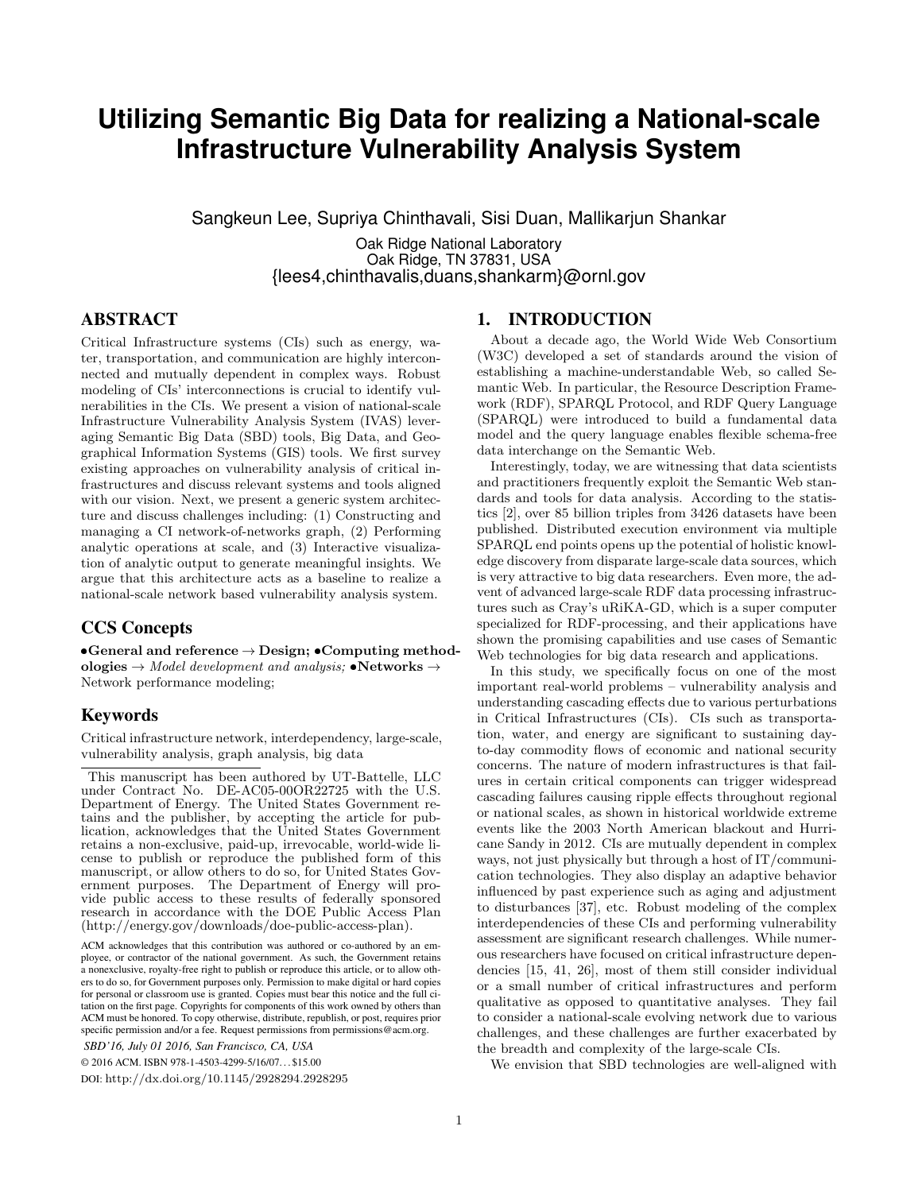// Utilizing Semantic Big Data for realizing a National-scale Infrastructure Vulnerability Analysis System

# Utilizing Semantic Big Data for realizing a National-scale Infrastructure Vulnerability Analysis System

Sangkeun Lee, Supriya Chinthavali, Sisi Duan, Mallikarjun Shankar

Oak Ridge National Laboratory
Oak Ridge, TN 37831, USA
{lees4,chinthavalis,duans,shankarm}@ornl.gov

## ABSTRACT

Critical Infrastructure systems (CIs) such as energy, water, transportation, and communication are highly interconnected and mutually dependent in complex ways. Robust modeling of CIs' interconnections is crucial to identify vulnerabilities in the CIs. We present a vision of national-scale Infrastructure Vulnerability Analysis System (IVAS) leveraging Semantic Big Data (SBD) tools, Big Data, and Geographical Information Systems (GIS) tools. We first survey existing approaches on vulnerability analysis of critical infrastructures and discuss relevant systems and tools aligned with our vision. Next, we present a generic system architecture and discuss challenges including: (1) Constructing and managing a CI network-of-networks graph, (2) Performing analytic operations at scale, and (3) Interactive visualization of analytic output to generate meaningful insights. We argue that this architecture acts as a baseline to realize a national-scale network based vulnerability analysis system.

## CCS Concepts

•**General and reference** → **Design;** •**Computing methodologies** → *Model development and analysis;* •**Networks** → Network performance modeling;

## Keywords

Critical infrastructure network, interdependency, large-scale, vulnerability analysis, graph analysis, big data

This manuscript has been authored by UT-Battelle, LLC under Contract No. DE-AC05-00OR22725 with the U.S. Department of Energy. The United States Government retains and the publisher, by accepting the article for publication, acknowledges that the United States Government retains a non-exclusive, paid-up, irrevocable, world-wide license to publish or reproduce the published form of this manuscript, or allow others to do so, for United States Government purposes. The Department of Energy will provide public access to these results of federally sponsored research in accordance with the DOE Public Access Plan (http://energy.gov/downloads/doe-public-access-plan).

ACM acknowledges that this contribution was authored or co-authored by an employee, or contractor of the national government. As such, the Government retains a nonexclusive, royalty-free right to publish or reproduce this article, or to allow others to do so, for Government purposes only. Permission to make digital or hard copies for personal or classroom use is granted. Copies must bear this notice and the full citation on the first page. Copyrights for components of this work owned by others than ACM must be honored. To copy otherwise, distribute, republish, or post, requires prior specific permission and/or a fee. Request permissions from permissions@acm.org.

*SBD'16, July 01 2016, San Francisco, CA, USA*

© 2016 ACM. ISBN 978-1-4503-4299-5/16/07...$15.00

DOI: http://dx.doi.org/10.1145/2928294.2928295

## 1. INTRODUCTION

About a decade ago, the World Wide Web Consortium (W3C) developed a set of standards around the vision of establishing a machine-understandable Web, so called Semantic Web. In particular, the Resource Description Framework (RDF), SPARQL Protocol, and RDF Query Language (SPARQL) were introduced to build a fundamental data model and the query language enables flexible schema-free data interchange on the Semantic Web.

Interestingly, today, we are witnessing that data scientists and practitioners frequently exploit the Semantic Web standards and tools for data analysis. According to the statistics [2], over 85 billion triples from 3426 datasets have been published. Distributed execution environment via multiple SPARQL end points opens up the potential of holistic knowledge discovery from disparate large-scale data sources, which is very attractive to big data researchers. Even more, the advent of advanced large-scale RDF data processing infrastructures such as Cray's uRiKA-GD, which is a super computer specialized for RDF-processing, and their applications have shown the promising capabilities and use cases of Semantic Web technologies for big data research and applications.

In this study, we specifically focus on one of the most important real-world problems – vulnerability analysis and understanding cascading effects due to various perturbations in Critical Infrastructures (CIs). CIs such as transportation, water, and energy are significant to sustaining day-to-day commodity flows of economic and national security concerns. The nature of modern infrastructures is that failures in certain critical components can trigger widespread cascading failures causing ripple effects throughout regional or national scales, as shown in historical worldwide extreme events like the 2003 North American blackout and Hurricane Sandy in 2012. CIs are mutually dependent in complex ways, not just physically but through a host of IT/communication technologies. They also display an adaptive behavior influenced by past experience such as aging and adjustment to disturbances [37], etc. Robust modeling of the complex interdependencies of these CIs and performing vulnerability assessment are significant research challenges. While numerous researchers have focused on critical infrastructure dependencies [15, 41, 26], most of them still consider individual or a small number of critical infrastructures and perform qualitative as opposed to quantitative analyses. They fail to consider a national-scale evolving network due to various challenges, and these challenges are further exacerbated by the breadth and complexity of the large-scale CIs.

We envision that SBD technologies are well-aligned with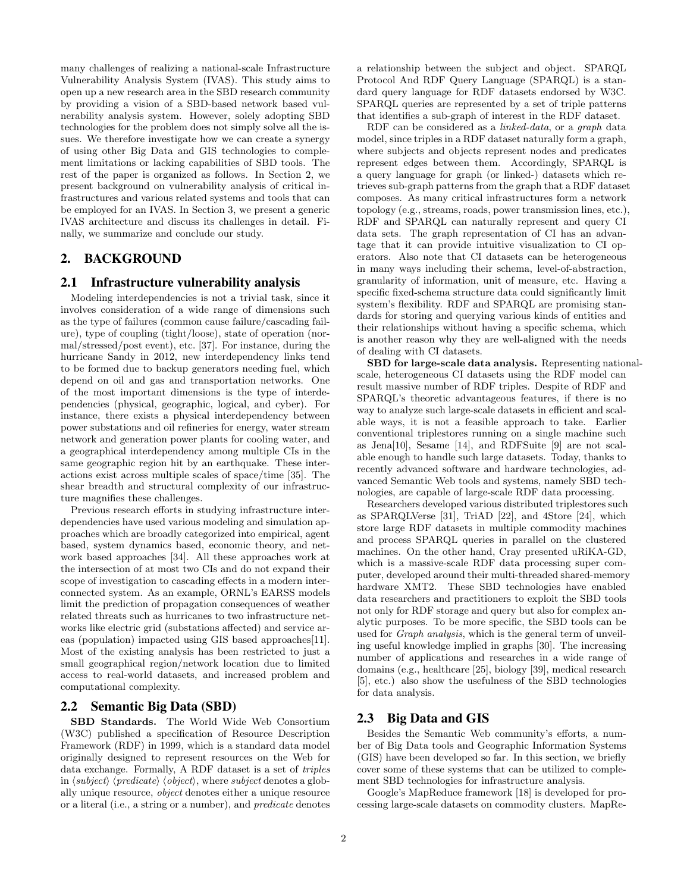many challenges of realizing a national-scale Infrastructure Vulnerability Analysis System (IVAS). This study aims to open up a new research area in the SBD research community by providing a vision of a SBD-based network based vulnerability analysis system. However, solely adopting SBD technologies for the problem does not simply solve all the issues. We therefore investigate how we can create a synergy of using other Big Data and GIS technologies to complement limitations or lacking capabilities of SBD tools. The rest of the paper is organized as follows. In Section 2, we present background on vulnerability analysis of critical infrastructures and various related systems and tools that can be employed for an IVAS. In Section 3, we present a generic IVAS architecture and discuss its challenges in detail. Finally, we summarize and conclude our study.

## 2. BACKGROUND

### 2.1 Infrastructure vulnerability analysis

Modeling interdependencies is not a trivial task, since it involves consideration of a wide range of dimensions such as the type of failures (common cause failure/cascading failure), type of coupling (tight/loose), state of operation (normal/stressed/post event), etc. [37]. For instance, during the hurricane Sandy in 2012, new interdependency links tend to be formed due to backup generators needing fuel, which depend on oil and gas and transportation networks. One of the most important dimensions is the type of interdependencies (physical, geographic, logical, and cyber). For instance, there exists a physical interdependency between power substations and oil refineries for energy, water stream network and generation power plants for cooling water, and a geographical interdependency among multiple CIs in the same geographic region hit by an earthquake. These interactions exist across multiple scales of space/time [35]. The shear breadth and structural complexity of our infrastructure magnifies these challenges.

Previous research efforts in studying infrastructure interdependencies have used various modeling and simulation approaches which are broadly categorized into empirical, agent based, system dynamics based, economic theory, and network based approaches [34]. All these approaches work at the intersection of at most two CIs and do not expand their scope of investigation to cascading effects in a modern interconnected system. As an example, ORNL's EARSS models limit the prediction of propagation consequences of weather related threats such as hurricanes to two infrastructure networks like electric grid (substations affected) and service areas (population) impacted using GIS based approaches[11]. Most of the existing analysis has been restricted to just a small geographical region/network location due to limited access to real-world datasets, and increased problem and computational complexity.

### 2.2 Semantic Big Data (SBD)

**SBD Standards.** The World Wide Web Consortium (W3C) published a specification of Resource Description Framework (RDF) in 1999, which is a standard data model originally designed to represent resources on the Web for data exchange. Formally, A RDF dataset is a set of *triples* in ⟨*subject*⟩ ⟨*predicate*⟩ ⟨*object*⟩, where *subject* denotes a globally unique resource, *object* denotes either a unique resource or a literal (i.e., a string or a number), and *predicate* denotes a relationship between the subject and object. SPARQL Protocol And RDF Query Language (SPARQL) is a standard query language for RDF datasets endorsed by W3C. SPARQL queries are represented by a set of triple patterns that identifies a sub-graph of interest in the RDF dataset.

RDF can be considered as a *linked-data*, or a *graph* data model, since triples in a RDF dataset naturally form a graph, where subjects and objects represent nodes and predicates represent edges between them. Accordingly, SPARQL is a query language for graph (or linked-) datasets which retrieves sub-graph patterns from the graph that a RDF dataset composes. As many critical infrastructures form a network topology (e.g., streams, roads, power transmission lines, etc.), RDF and SPARQL can naturally represent and query CI data sets. The graph representation of CI has an advantage that it can provide intuitive visualization to CI operators. Also note that CI datasets can be heterogeneous in many ways including their schema, level-of-abstraction, granularity of information, unit of measure, etc. Having a specific fixed-schema structure data could significantly limit system's flexibility. RDF and SPARQL are promising standards for storing and querying various kinds of entities and their relationships without having a specific schema, which is another reason why they are well-aligned with the needs of dealing with CI datasets.

**SBD for large-scale data analysis.** Representing national-scale, heterogeneous CI datasets using the RDF model can result massive number of RDF triples. Despite of RDF and SPARQL's theoretic advantageous features, if there is no way to analyze such large-scale datasets in efficient and scalable ways, it is not a feasible approach to take. Earlier conventional triplestores running on a single machine such as Jena[10], Sesame [14], and RDFSuite [9] are not scalable enough to handle such large datasets. Today, thanks to recently advanced software and hardware technologies, advanced Semantic Web tools and systems, namely SBD technologies, are capable of large-scale RDF data processing.

Researchers developed various distributed triplestores such as SPARQLVerse [31], TriAD [22], and 4Store [24], which store large RDF datasets in multiple commodity machines and process SPARQL queries in parallel on the clustered machines. On the other hand, Cray presented uRiKA-GD, which is a massive-scale RDF data processing super computer, developed around their multi-threaded shared-memory hardware XMT2. These SBD technologies have enabled data researchers and practitioners to exploit the SBD tools not only for RDF storage and query but also for complex analytic purposes. To be more specific, the SBD tools can be used for *Graph analysis*, which is the general term of unveiling useful knowledge implied in graphs [30]. The increasing number of applications and researches in a wide range of domains (e.g., healthcare [25], biology [39], medical research [5], etc.) also show the usefulness of the SBD technologies for data analysis.

### 2.3 Big Data and GIS

Besides the Semantic Web community's efforts, a number of Big Data tools and Geographic Information Systems (GIS) have been developed so far. In this section, we briefly cover some of these systems that can be utilized to complement SBD technologies for infrastructure analysis.

Google's MapReduce framework [18] is developed for processing large-scale datasets on commodity clusters. MapRe-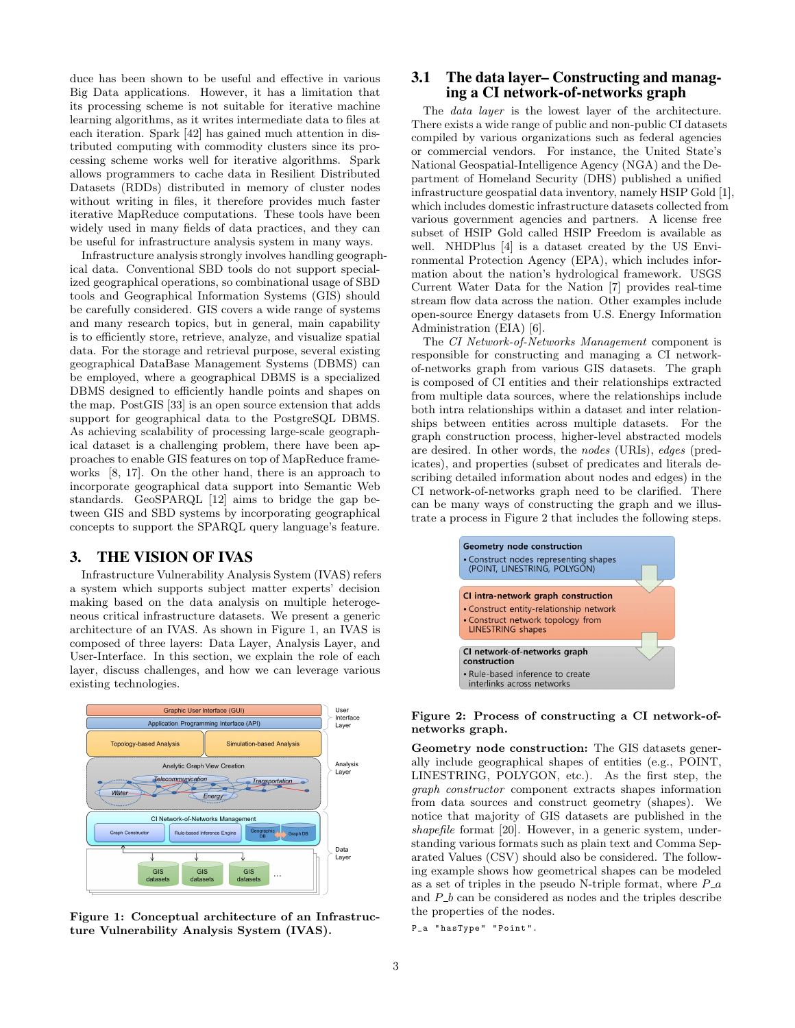duce has been shown to be useful and effective in various Big Data applications. However, it has a limitation that its processing scheme is not suitable for iterative machine learning algorithms, as it writes intermediate data to files at each iteration. Spark [42] has gained much attention in distributed computing with commodity clusters since its processing scheme works well for iterative algorithms. Spark allows programmers to cache data in Resilient Distributed Datasets (RDDs) distributed in memory of cluster nodes without writing in files, it therefore provides much faster iterative MapReduce computations. These tools have been widely used in many fields of data practices, and they can be useful for infrastructure analysis system in many ways.

Infrastructure analysis strongly involves handling geographical data. Conventional SBD tools do not support specialized geographical operations, so combinational usage of SBD tools and Geographical Information Systems (GIS) should be carefully considered. GIS covers a wide range of systems and many research topics, but in general, main capability is to efficiently store, retrieve, analyze, and visualize spatial data. For the storage and retrieval purpose, several existing geographical DataBase Management Systems (DBMS) can be employed, where a geographical DBMS is a specialized DBMS designed to efficiently handle points and shapes on the map. PostGIS [33] is an open source extension that adds support for geographical data to the PostgreSQL DBMS. As achieving scalability of processing large-scale geographical dataset is a challenging problem, there have been approaches to enable GIS features on top of MapReduce frameworks [8, 17]. On the other hand, there is an approach to incorporate geographical data support into Semantic Web standards. GeoSPARQL [12] aims to bridge the gap between GIS and SBD systems by incorporating geographical concepts to support the SPARQL query language's feature.

# 3. THE VISION OF IVAS

Infrastructure Vulnerability Analysis System (IVAS) refers a system which supports subject matter experts' decision making based on the data analysis on multiple heterogeneous critical infrastructure datasets. We present a generic architecture of an IVAS. As shown in Figure 1, an IVAS is composed of three layers: Data Layer, Analysis Layer, and User-Interface. In this section, we explain the role of each layer, discuss challenges, and how we can leverage various existing technologies.

**Figure 1: Conceptual architecture of an Infrastructure Vulnerability Analysis System (IVAS).**

## 3.1 The data layer– Constructing and managing a CI network-of-networks graph

The *data layer* is the lowest layer of the architecture. There exists a wide range of public and non-public CI datasets compiled by various organizations such as federal agencies or commercial vendors. For instance, the United State's National Geospatial-Intelligence Agency (NGA) and the Department of Homeland Security (DHS) published a unified infrastructure geospatial data inventory, namely HSIP Gold [1], which includes domestic infrastructure datasets collected from various government agencies and partners. A license free subset of HSIP Gold called HSIP Freedom is available as well. NHDPlus [4] is a dataset created by the US Environmental Protection Agency (EPA), which includes information about the nation's hydrological framework. USGS Current Water Data for the Nation [7] provides real-time stream flow data across the nation. Other examples include open-source Energy datasets from U.S. Energy Information Administration (EIA) [6].

The *CI Network-of-Networks Management* component is responsible for constructing and managing a CI network-of-networks graph from various GIS datasets. The graph is composed of CI entities and their relationships extracted from multiple data sources, where the relationships include both intra relationships within a dataset and inter relationships between entities across multiple datasets. For the graph construction process, higher-level abstracted models are desired. In other words, the *nodes* (URIs), *edges* (predicates), and properties (subset of predicates and literals describing detailed information about nodes and edges) in the CI network-of-networks graph need to be clarified. There can be many ways of constructing the graph and we illustrate a process in Figure 2 that includes the following steps.

**Figure 2: Process of constructing a CI network-of-networks graph.**

**Geometry node construction:** The GIS datasets generally include geographical shapes of entities (e.g., POINT, LINESTRING, POLYGON, etc.). As the first step, the *graph constructor* component extracts shapes information from data sources and construct geometry (shapes). We notice that majority of GIS datasets are published in the *shapefile* format [20]. However, in a generic system, understanding various formats such as plain text and Comma Separated Values (CSV) should also be considered. The following example shows how geometrical shapes can be modeled as a set of triples in the pseudo N-triple format, where *P_a* and *P_b* can be considered as nodes and the triples describe the properties of the nodes.

```
P_a "hasType" "Point".
```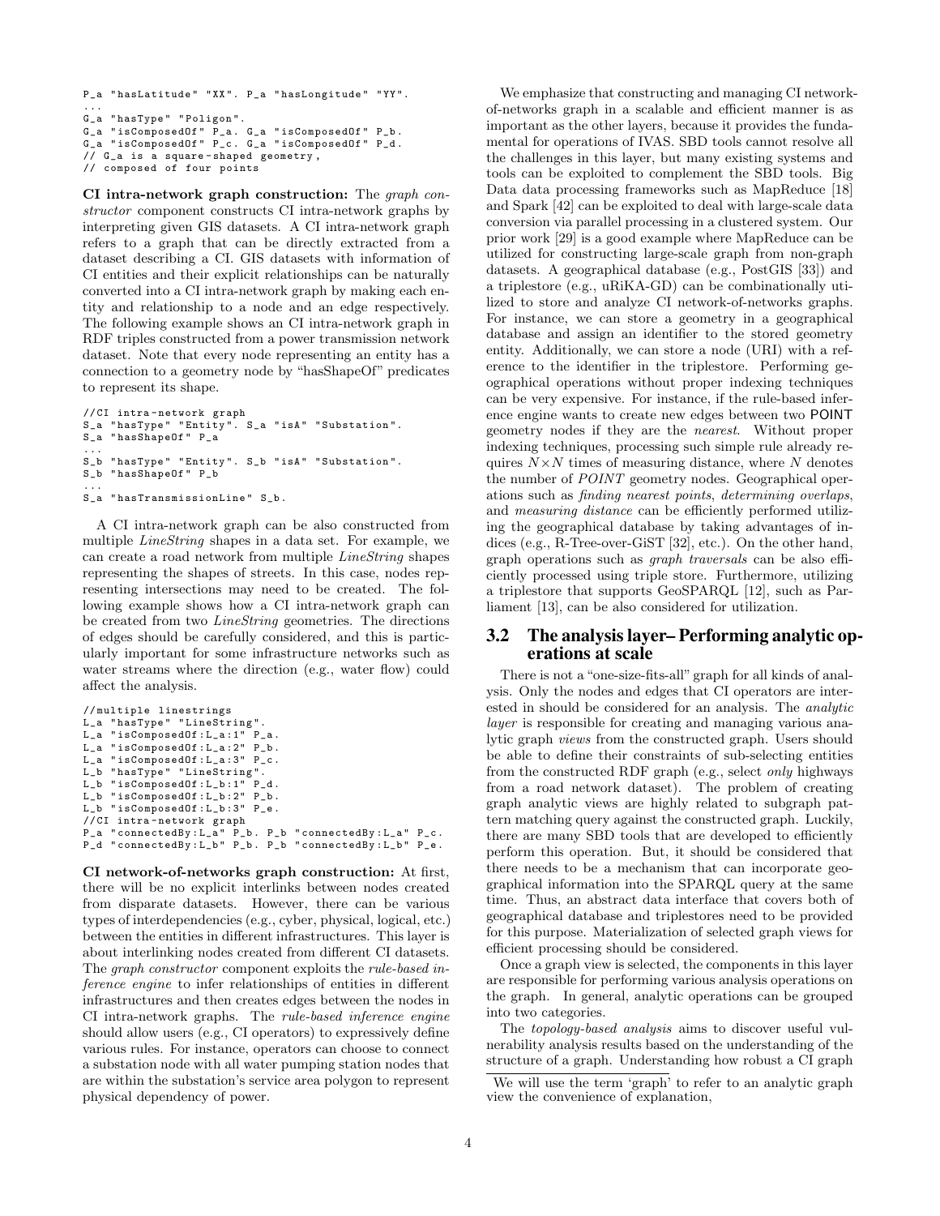```
P_a "hasLatitude" "XX". P_a "hasLongitude" "YY".
...
G_a "hasType" "Poligon".
G_a "isComposedOf" P_a. G_a "isComposedOf" P_b.
G_a "isComposedOf" P_c. G_a "isComposedOf" P_d.
// G_a is a square-shaped geometry,
// composed of four points
```

**CI intra-network graph construction:** The *graph constructor* component constructs CI intra-network graphs by interpreting given GIS datasets. A CI intra-network graph refers to a graph that can be directly extracted from a dataset describing a CI. GIS datasets with information of CI entities and their explicit relationships can be naturally converted into a CI intra-network graph by making each entity and relationship to a node and an edge respectively. The following example shows an CI intra-network graph in RDF triples constructed from a power transmission network dataset. Note that every node representing an entity has a connection to a geometry node by "hasShapeOf" predicates to represent its shape.

```
//CI intra-network graph
S_a "hasType" "Entity". S_a "isA" "Substation".
S_a "hasShapeOf" P_a
...
S_b "hasType" "Entity". S_b "isA" "Substation".
S_b "hasShapeOf" P_b
...
S_a "hasTransmissionLine" S_b.
```

A CI intra-network graph can be also constructed from multiple *LineString* shapes in a data set. For example, we can create a road network from multiple *LineString* shapes representing the shapes of streets. In this case, nodes representing intersections may need to be created. The following example shows how a CI intra-network graph can be created from two *LineString* geometries. The directions of edges should be carefully considered, and this is particularly important for some infrastructure networks such as water streams where the direction (e.g., water flow) could affect the analysis.

```
//multiple linestrings
L_a "hasType" "LineString".
L_a "isComposedOf:L_a:1" P_a.
L_a "isComposedOf:L_a:2" P_b.
L_a "isComposedOf:L_a:3" P_c.
L_b "hasType" "LineString".
L_b "isComposedOf:L_b:1" P_d.
L_b "isComposedOf:L_b:2" P_b.
L_b "isComposedOf:L_b:3" P_e.
//CI intra-network graph
P_a "connectedBy:L_a" P_b. P_b "connectedBy:L_a" P_c.
P_d "connectedBy:L_b" P_b. P_b "connectedBy:L_b" P_e.
```

**CI network-of-networks graph construction:** At first, there will be no explicit interlinks between nodes created from disparate datasets. However, there can be various types of interdependencies (e.g., cyber, physical, logical, etc.) between the entities in different infrastructures. This layer is about interlinking nodes created from different CI datasets. The *graph constructor* component exploits the *rule-based inference engine* to infer relationships of entities in different infrastructures and then creates edges between the nodes in CI intra-network graphs. The *rule-based inference engine* should allow users (e.g., CI operators) to expressively define various rules. For instance, operators can choose to connect a substation node with all water pumping station nodes that are within the substation's service area polygon to represent physical dependency of power.

We emphasize that constructing and managing CI network-of-networks graph in a scalable and efficient manner is as important as the other layers, because it provides the fundamental for operations of IVAS. SBD tools cannot resolve all the challenges in this layer, but many existing systems and tools can be exploited to complement the SBD tools. Big Data data processing frameworks such as MapReduce [18] and Spark [42] can be exploited to deal with large-scale data conversion via parallel processing in a clustered system. Our prior work [29] is a good example where MapReduce can be utilized for constructing large-scale graph from non-graph datasets. A geographical database (e.g., PostGIS [33]) and a triplestore (e.g., uRiKA-GD) can be combinationally utilized to store and analyze CI network-of-networks graphs. For instance, we can store a geometry in a geographical database and assign an identifier to the stored geometry entity. Additionally, we can store a node (URI) with a reference to the identifier in the triplestore. Performing geographical operations without proper indexing techniques can be very expensive. For instance, if the rule-based inference engine wants to create new edges between two POINT geometry nodes if they are the *nearest*. Without proper indexing techniques, processing such simple rule already requires $N \times N$ times of measuring distance, where $N$ denotes the number of *POINT* geometry nodes. Geographical operations such as *finding nearest points*, *determining overlaps*, and *measuring distance* can be efficiently performed utilizing the geographical database by taking advantages of indices (e.g., R-Tree-over-GiST [32], etc.). On the other hand, graph operations such as *graph traversals* can be also efficiently processed using triple store. Furthermore, utilizing a triplestore that supports GeoSPARQL [12], such as Parliament [13], can be also considered for utilization.

## 3.2 The analysis layer– Performing analytic operations at scale

There is not a "one-size-fits-all" graph for all kinds of analysis. Only the nodes and edges that CI operators are interested in should be considered for an analysis. The *analytic layer* is responsible for creating and managing various analytic graph *views* from the constructed graph. Users should be able to define their constraints of sub-selecting entities from the constructed RDF graph (e.g., select *only* highways from a road network dataset). The problem of creating graph analytic views are highly related to subgraph pattern matching query against the constructed graph. Luckily, there are many SBD tools that are developed to efficiently perform this operation. But, it should be considered that there needs to be a mechanism that can incorporate geographical information into the SPARQL query at the same time. Thus, an abstract data interface that covers both of geographical database and triplestores need to be provided for this purpose. Materialization of selected graph views for efficient processing should be considered.

Once a graph view is selected, the components in this layer are responsible for performing various analysis operations on the graph. In general, analytic operations can be grouped into two categories.

The *topology-based analysis* aims to discover useful vulnerability analysis results based on the understanding of the structure of a graph. Understanding how robust a CI graph

We will use the term 'graph' to refer to an analytic graph view the convenience of explanation,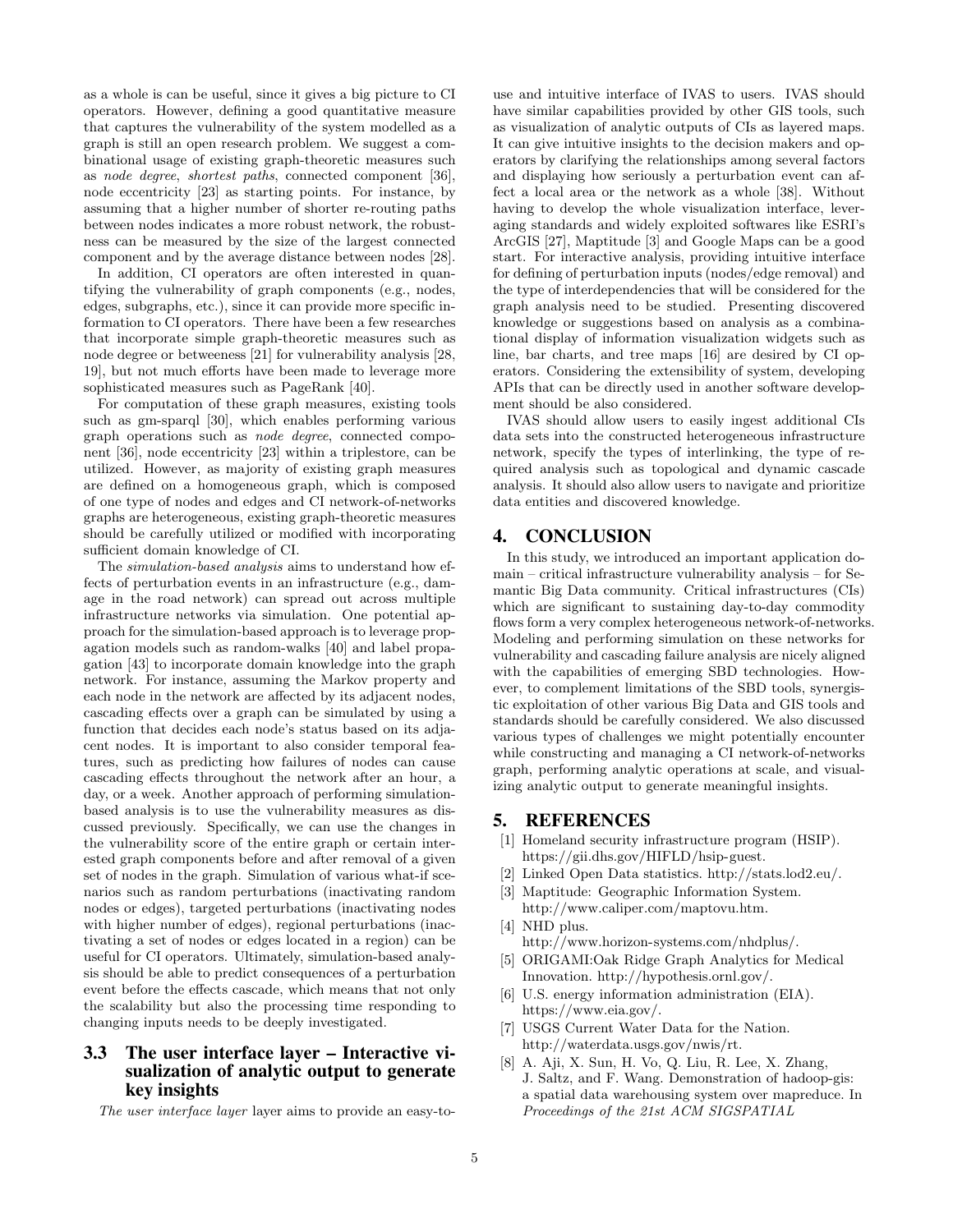as a whole is can be useful, since it gives a big picture to CI operators. However, defining a good quantitative measure that captures the vulnerability of the system modelled as a graph is still an open research problem. We suggest a combinational usage of existing graph-theoretic measures such as *node degree*, *shortest paths*, connected component [36], node eccentricity [23] as starting points. For instance, by assuming that a higher number of shorter re-routing paths between nodes indicates a more robust network, the robustness can be measured by the size of the largest connected component and by the average distance between nodes [28].

In addition, CI operators are often interested in quantifying the vulnerability of graph components (e.g., nodes, edges, subgraphs, etc.), since it can provide more specific information to CI operators. There have been a few researches that incorporate simple graph-theoretic measures such as node degree or betweeness [21] for vulnerability analysis [28, 19], but not much efforts have been made to leverage more sophisticated measures such as PageRank [40].

For computation of these graph measures, existing tools such as gm-sparql [30], which enables performing various graph operations such as *node degree*, connected component [36], node eccentricity [23] within a triplestore, can be utilized. However, as majority of existing graph measures are defined on a homogeneous graph, which is composed of one type of nodes and edges and CI network-of-networks graphs are heterogeneous, existing graph-theoretic measures should be carefully utilized or modified with incorporating sufficient domain knowledge of CI.

The *simulation-based analysis* aims to understand how effects of perturbation events in an infrastructure (e.g., damage in the road network) can spread out across multiple infrastructure networks via simulation. One potential approach for the simulation-based approach is to leverage propagation models such as random-walks [40] and label propagation [43] to incorporate domain knowledge into the graph network. For instance, assuming the Markov property and each node in the network are affected by its adjacent nodes, cascading effects over a graph can be simulated by using a function that decides each node's status based on its adjacent nodes. It is important to also consider temporal features, such as predicting how failures of nodes can cause cascading effects throughout the network after an hour, a day, or a week. Another approach of performing simulation-based analysis is to use the vulnerability measures as discussed previously. Specifically, we can use the changes in the vulnerability score of the entire graph or certain interested graph components before and after removal of a given set of nodes in the graph. Simulation of various what-if scenarios such as random perturbations (inactivating random nodes or edges), targeted perturbations (inactivating nodes with higher number of edges), regional perturbations (inactivating a set of nodes or edges located in a region) can be useful for CI operators. Ultimately, simulation-based analysis should be able to predict consequences of a perturbation event before the effects cascade, which means that not only the scalability but also the processing time responding to changing inputs needs to be deeply investigated.

### 3.3 The user interface layer – Interactive visualization of analytic output to generate key insights

*The user interface layer* layer aims to provide an easy-to-use and intuitive interface of IVAS to users. IVAS should have similar capabilities provided by other GIS tools, such as visualization of analytic outputs of CIs as layered maps. It can give intuitive insights to the decision makers and operators by clarifying the relationships among several factors and displaying how seriously a perturbation event can affect a local area or the network as a whole [38]. Without having to develop the whole visualization interface, leveraging standards and widely exploited softwares like ESRI's ArcGIS [27], Maptitude [3] and Google Maps can be a good start. For interactive analysis, providing intuitive interface for defining of perturbation inputs (nodes/edge removal) and the type of interdependencies that will be considered for the graph analysis need to be studied. Presenting discovered knowledge or suggestions based on analysis as a combinational display of information visualization widgets such as line, bar charts, and tree maps [16] are desired by CI operators. Considering the extensibility of system, developing APIs that can be directly used in another software development should be also considered.

IVAS should allow users to easily ingest additional CIs data sets into the constructed heterogeneous infrastructure network, specify the types of interlinking, the type of required analysis such as topological and dynamic cascade analysis. It should also allow users to navigate and prioritize data entities and discovered knowledge.

## 4. CONCLUSION

In this study, we introduced an important application domain – critical infrastructure vulnerability analysis – for Semantic Big Data community. Critical infrastructures (CIs) which are significant to sustaining day-to-day commodity flows form a very complex heterogeneous network-of-networks. Modeling and performing simulation on these networks for vulnerability and cascading failure analysis are nicely aligned with the capabilities of emerging SBD technologies. However, to complement limitations of the SBD tools, synergistic exploitation of other various Big Data and GIS tools and standards should be carefully considered. We also discussed various types of challenges we might potentially encounter while constructing and managing a CI network-of-networks graph, performing analytic operations at scale, and visualizing analytic output to generate meaningful insights.

## 5. REFERENCES

[1] Homeland security infrastructure program (HSIP). https://gii.dhs.gov/HIFLD/hsip-guest.

[2] Linked Open Data statistics. http://stats.lod2.eu/.

[3] Maptitude: Geographic Information System. http://www.caliper.com/maptovu.htm.

[4] NHD plus. http://www.horizon-systems.com/nhdplus/.

[5] ORIGAMI:Oak Ridge Graph Analytics for Medical Innovation. http://hypothesis.ornl.gov/.

[6] U.S. energy information administration (EIA). https://www.eia.gov/.

[7] USGS Current Water Data for the Nation. http://waterdata.usgs.gov/nwis/rt.

[8] A. Aji, X. Sun, H. Vo, Q. Liu, R. Lee, X. Zhang, J. Saltz, and F. Wang. Demonstration of hadoop-gis: a spatial data warehousing system over mapreduce. In *Proceedings of the 21st ACM SIGSPATIAL*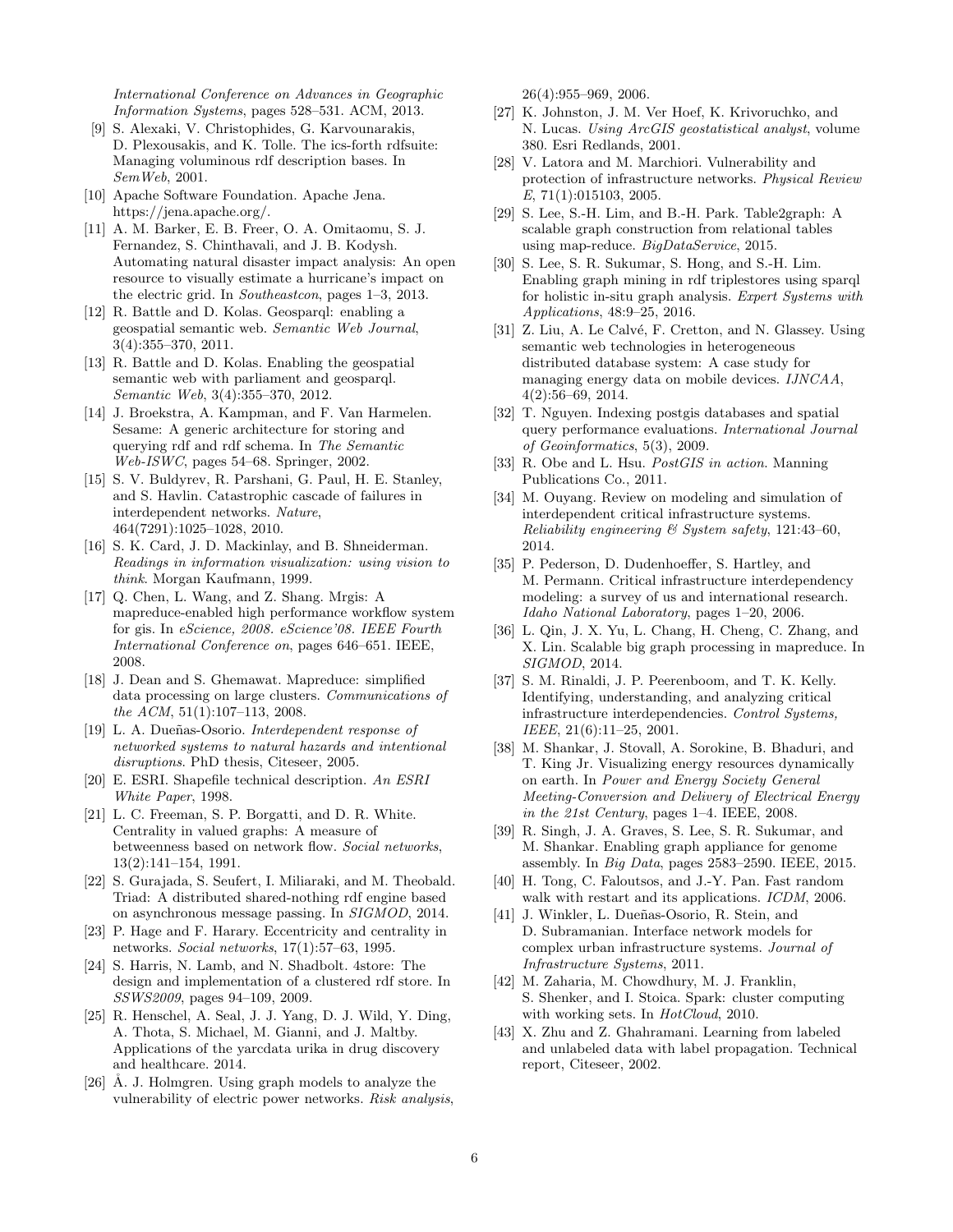International Conference on Advances in Geographic Information Systems*, pages 528–531. ACM, 2013.

[9] S. Alexaki, V. Christophides, G. Karvounarakis, D. Plexousakis, and K. Tolle. The ics-forth rdfsuite: Managing voluminous rdf description bases. In *SemWeb*, 2001.

[10] Apache Software Foundation. Apache Jena. https://jena.apache.org/.

[11] A. M. Barker, E. B. Freer, O. A. Omitaomu, S. J. Fernandez, S. Chinthavali, and J. B. Kodysh. Automating natural disaster impact analysis: An open resource to visually estimate a hurricane's impact on the electric grid. In *Southeastcon*, pages 1–3, 2013.

[12] R. Battle and D. Kolas. Geosparql: enabling a geospatial semantic web. *Semantic Web Journal*, 3(4):355–370, 2011.

[13] R. Battle and D. Kolas. Enabling the geospatial semantic web with parliament and geosparql. *Semantic Web*, 3(4):355–370, 2012.

[14] J. Broekstra, A. Kampman, and F. Van Harmelen. Sesame: A generic architecture for storing and querying rdf and rdf schema. In *The Semantic Web-ISWC*, pages 54–68. Springer, 2002.

[15] S. V. Buldyrev, R. Parshani, G. Paul, H. E. Stanley, and S. Havlin. Catastrophic cascade of failures in interdependent networks. *Nature*, 464(7291):1025–1028, 2010.

[16] S. K. Card, J. D. Mackinlay, and B. Shneiderman. *Readings in information visualization: using vision to think*. Morgan Kaufmann, 1999.

[17] Q. Chen, L. Wang, and Z. Shang. Mrgis: A mapreduce-enabled high performance workflow system for gis. In *eScience, 2008. eScience'08. IEEE Fourth International Conference on*, pages 646–651. IEEE, 2008.

[18] J. Dean and S. Ghemawat. Mapreduce: simplified data processing on large clusters. *Communications of the ACM*, 51(1):107–113, 2008.

[19] L. A. Dueñas-Osorio. *Interdependent response of networked systems to natural hazards and intentional disruptions*. PhD thesis, Citeseer, 2005.

[20] E. ESRI. Shapefile technical description. *An ESRI White Paper*, 1998.

[21] L. C. Freeman, S. P. Borgatti, and D. R. White. Centrality in valued graphs: A measure of betweenness based on network flow. *Social networks*, 13(2):141–154, 1991.

[22] S. Gurajada, S. Seufert, I. Miliaraki, and M. Theobald. Triad: A distributed shared-nothing rdf engine based on asynchronous message passing. In *SIGMOD*, 2014.

[23] P. Hage and F. Harary. Eccentricity and centrality in networks. *Social networks*, 17(1):57–63, 1995.

[24] S. Harris, N. Lamb, and N. Shadbolt. 4store: The design and implementation of a clustered rdf store. In *SSWS2009*, pages 94–109, 2009.

[25] R. Henschel, A. Seal, J. J. Yang, D. J. Wild, Y. Ding, A. Thota, S. Michael, M. Gianni, and J. Maltby. Applications of the yarcdata urika in drug discovery and healthcare. 2014.

[26] Å. J. Holmgren. Using graph models to analyze the vulnerability of electric power networks. *Risk analysis*, 26(4):955–969, 2006.

[27] K. Johnston, J. M. Ver Hoef, K. Krivoruchko, and N. Lucas. *Using ArcGIS geostatistical analyst*, volume 380. Esri Redlands, 2001.

[28] V. Latora and M. Marchiori. Vulnerability and protection of infrastructure networks. *Physical Review E*, 71(1):015103, 2005.

[29] S. Lee, S.-H. Lim, and B.-H. Park. Table2graph: A scalable graph construction from relational tables using map-reduce. *BigDataService*, 2015.

[30] S. Lee, S. R. Sukumar, S. Hong, and S.-H. Lim. Enabling graph mining in rdf triplestores using sparql for holistic in-situ graph analysis. *Expert Systems with Applications*, 48:9–25, 2016.

[31] Z. Liu, A. Le Calvé, F. Cretton, and N. Glassey. Using semantic web technologies in heterogeneous distributed database system: A case study for managing energy data on mobile devices. *IJNCAA*, 4(2):56–69, 2014.

[32] T. Nguyen. Indexing postgis databases and spatial query performance evaluations. *International Journal of Geoinformatics*, 5(3), 2009.

[33] R. Obe and L. Hsu. *PostGIS in action*. Manning Publications Co., 2011.

[34] M. Ouyang. Review on modeling and simulation of interdependent critical infrastructure systems. *Reliability engineering & System safety*, 121:43–60, 2014.

[35] P. Pederson, D. Dudenhoeffer, S. Hartley, and M. Permann. Critical infrastructure interdependency modeling: a survey of us and international research. *Idaho National Laboratory*, pages 1–20, 2006.

[36] L. Qin, J. X. Yu, L. Chang, H. Cheng, C. Zhang, and X. Lin. Scalable big graph processing in mapreduce. In *SIGMOD*, 2014.

[37] S. M. Rinaldi, J. P. Peerenboom, and T. K. Kelly. Identifying, understanding, and analyzing critical infrastructure interdependencies. *Control Systems, IEEE*, 21(6):11–25, 2001.

[38] M. Shankar, J. Stovall, A. Sorokine, B. Bhaduri, and T. King Jr. Visualizing energy resources dynamically on earth. In *Power and Energy Society General Meeting-Conversion and Delivery of Electrical Energy in the 21st Century*, pages 1–4. IEEE, 2008.

[39] R. Singh, J. A. Graves, S. Lee, S. R. Sukumar, and M. Shankar. Enabling graph appliance for genome assembly. In *Big Data*, pages 2583–2590. IEEE, 2015.

[40] H. Tong, C. Faloutsos, and J.-Y. Pan. Fast random walk with restart and its applications. *ICDM*, 2006.

[41] J. Winkler, L. Dueñas-Osorio, R. Stein, and D. Subramanian. Interface network models for complex urban infrastructure systems. *Journal of Infrastructure Systems*, 2011.

[42] M. Zaharia, M. Chowdhury, M. J. Franklin, S. Shenker, and I. Stoica. Spark: cluster computing with working sets. In *HotCloud*, 2010.

[43] X. Zhu and Z. Ghahramani. Learning from labeled and unlabeled data with label propagation. Technical report, Citeseer, 2002.